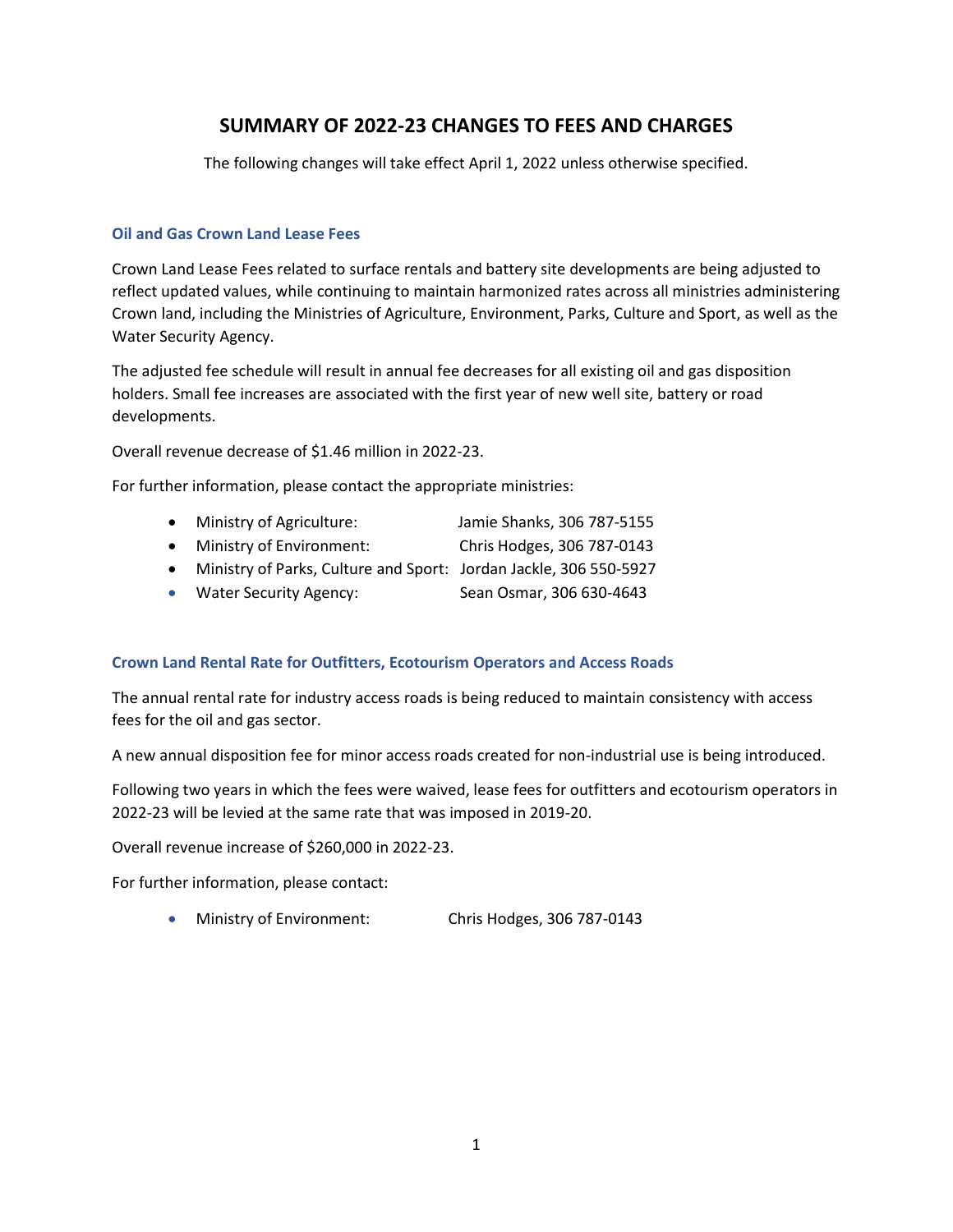# SUMMARY OF 2022-23 CHANGES TO FEES AND CHARGES

The following changes will take effect April 1, 2022 unless otherwise specified.

### Oil and Gas Crown Land Lease Fees

Crown Land Lease Fees related to surface rentals and battery site developments are being adjusted to reflect updated values, while continuing to maintain harmonized rates across all ministries administering Crown land, including the Ministries of Agriculture, Environment, Parks, Culture and Sport, as well as the Water Security Agency.

The adjusted fee schedule will result in annual fee decreases for all existing oil and gas disposition holders. Small fee increases are associated with the first year of new well site, battery or road developments.

Overall revenue decrease of $1.46 million in 2022-23.

For further information, please contact the appropriate ministries:

- Ministry of Agriculture: Jamie Shanks, 306 787-5155
- Ministry of Environment: Chris Hodges, 306 787-0143
- Ministry of Parks, Culture and Sport: Jordan Jackle, 306 550-5927
- Water Security Agency: Sean Osmar, 306 630-4643

### Crown Land Rental Rate for Outfitters, Ecotourism Operators and Access Roads

The annual rental rate for industry access roads is being reduced to maintain consistency with access fees for the oil and gas sector.

A new annual disposition fee for minor access roads created for non-industrial use is being introduced.

Following two years in which the fees were waived, lease fees for outfitters and ecotourism operators in 2022-23 will be levied at the same rate that was imposed in 2019-20.

Overall revenue increase of $260,000 in 2022-23.

For further information, please contact:

- Ministry of Environment: Chris Hodges, 306 787-0143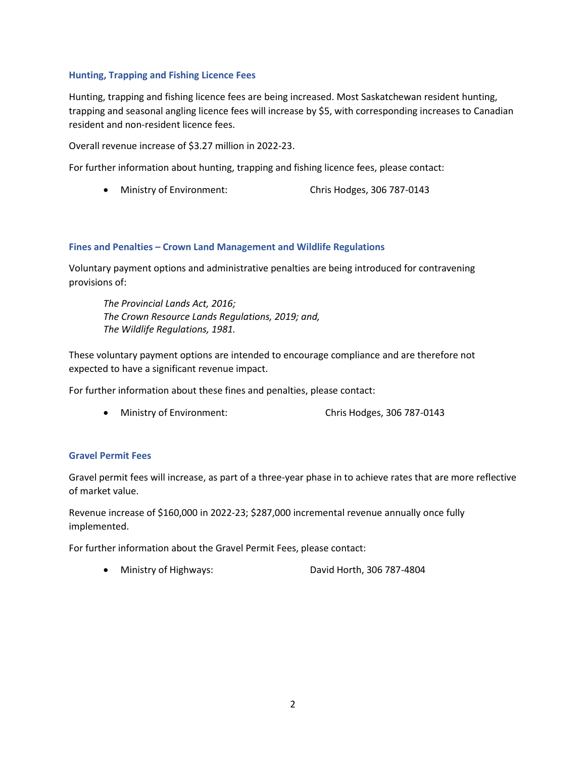### Hunting, Trapping and Fishing Licence Fees

Hunting, trapping and fishing licence fees are being increased. Most Saskatchewan resident hunting, trapping and seasonal angling licence fees will increase by $5, with corresponding increases to Canadian resident and non-resident licence fees.

Overall revenue increase of $3.27 million in 2022-23.

For further information about hunting, trapping and fishing licence fees, please contact:

- Ministry of Environment: Chris Hodges, 306 787-0143

### Fines and Penalties – Crown Land Management and Wildlife Regulations

Voluntary payment options and administrative penalties are being introduced for contravening provisions of:

*The Provincial Lands Act, 2016;*
*The Crown Resource Lands Regulations, 2019; and,*
*The Wildlife Regulations, 1981.*

These voluntary payment options are intended to encourage compliance and are therefore not expected to have a significant revenue impact.

For further information about these fines and penalties, please contact:

- Ministry of Environment: Chris Hodges, 306 787-0143

### Gravel Permit Fees

Gravel permit fees will increase, as part of a three-year phase in to achieve rates that are more reflective of market value.

Revenue increase of $160,000 in 2022-23; $287,000 incremental revenue annually once fully implemented.

For further information about the Gravel Permit Fees, please contact:

- Ministry of Highways: David Horth, 306 787-4804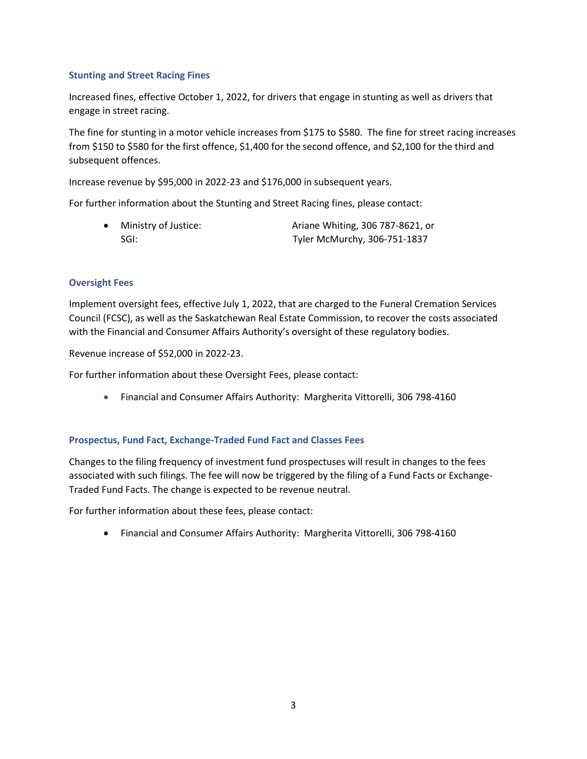### Stunting and Street Racing Fines

Increased fines, effective October 1, 2022, for drivers that engage in stunting as well as drivers that engage in street racing.

The fine for stunting in a motor vehicle increases from $175 to $580. The fine for street racing increases from $150 to $580 for the first offence, $1,400 for the second offence, and $2,100 for the third and subsequent offences.

Increase revenue by $95,000 in 2022-23 and $176,000 in subsequent years.

For further information about the Stunting and Street Racing fines, please contact:

- Ministry of Justice: Ariane Whiting, 306 787-8621, or
  SGI: Tyler McMurchy, 306-751-1837

### Oversight Fees

Implement oversight fees, effective July 1, 2022, that are charged to the Funeral Cremation Services Council (FCSC), as well as the Saskatchewan Real Estate Commission, to recover the costs associated with the Financial and Consumer Affairs Authority's oversight of these regulatory bodies.

Revenue increase of $52,000 in 2022-23.

For further information about these Oversight Fees, please contact:

- Financial and Consumer Affairs Authority: Margherita Vittorelli, 306 798-4160

### Prospectus, Fund Fact, Exchange-Traded Fund Fact and Classes Fees

Changes to the filing frequency of investment fund prospectuses will result in changes to the fees associated with such filings. The fee will now be triggered by the filing of a Fund Facts or Exchange-Traded Fund Facts. The change is expected to be revenue neutral.

For further information about these fees, please contact:

- Financial and Consumer Affairs Authority: Margherita Vittorelli, 306 798-4160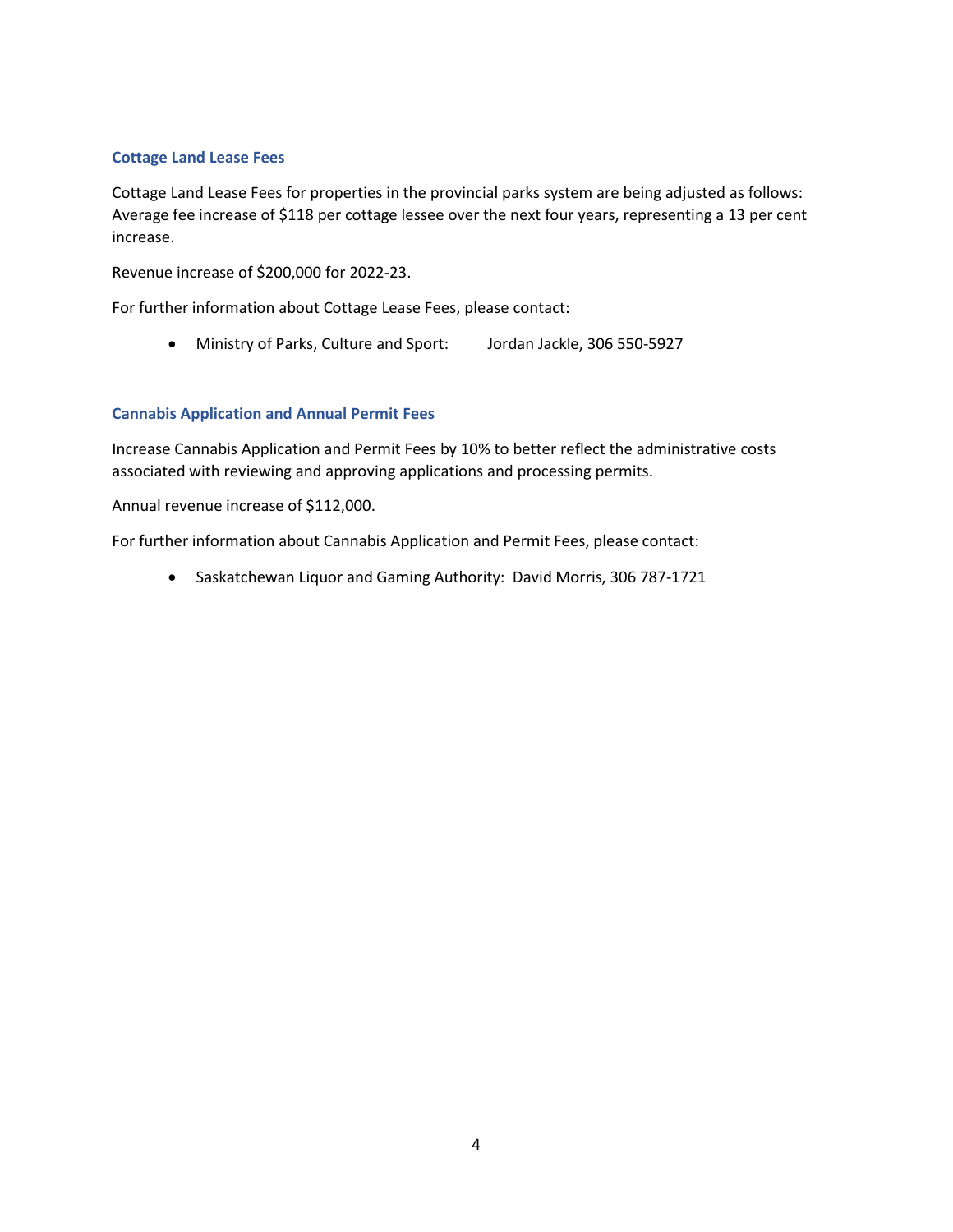### Cottage Land Lease Fees

Cottage Land Lease Fees for properties in the provincial parks system are being adjusted as follows: Average fee increase of $118 per cottage lessee over the next four years, representing a 13 per cent increase.

Revenue increase of $200,000 for 2022-23.

For further information about Cottage Lease Fees, please contact:

- Ministry of Parks, Culture and Sport: Jordan Jackle, 306 550-5927

### Cannabis Application and Annual Permit Fees

Increase Cannabis Application and Permit Fees by 10% to better reflect the administrative costs associated with reviewing and approving applications and processing permits.

Annual revenue increase of $112,000.

For further information about Cannabis Application and Permit Fees, please contact:

- Saskatchewan Liquor and Gaming Authority: David Morris, 306 787-1721